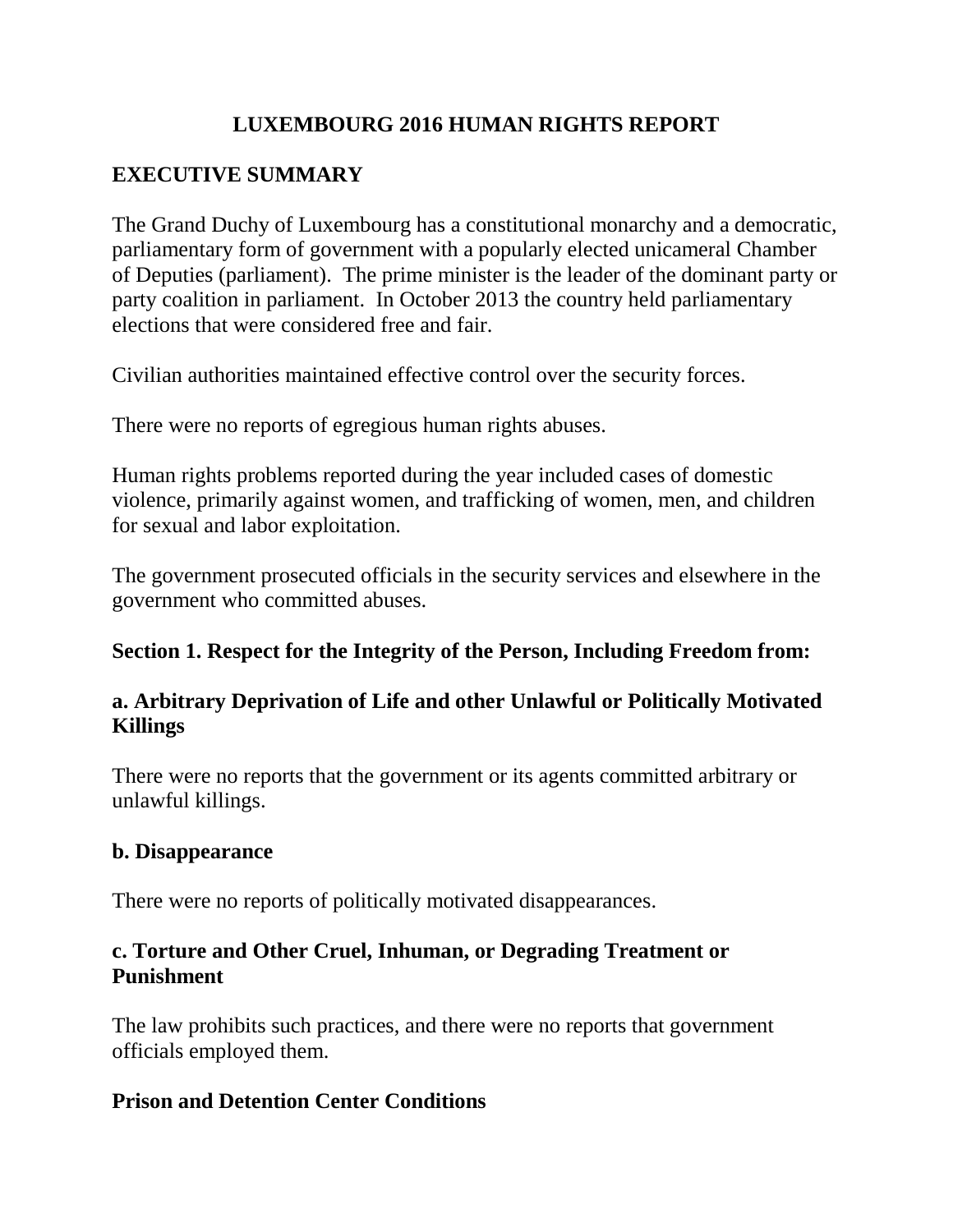# LUXEMBOURG 2016 HUMAN RIGHTS REPORT

## EXECUTIVE SUMMARY

The Grand Duchy of Luxembourg has a constitutional monarchy and a democratic, parliamentary form of government with a popularly elected unicameral Chamber of Deputies (parliament). The prime minister is the leader of the dominant party or party coalition in parliament. In October 2013 the country held parliamentary elections that were considered free and fair.

Civilian authorities maintained effective control over the security forces.

There were no reports of egregious human rights abuses.

Human rights problems reported during the year included cases of domestic violence, primarily against women, and trafficking of women, men, and children for sexual and labor exploitation.

The government prosecuted officials in the security services and elsewhere in the government who committed abuses.

## Section 1. Respect for the Integrity of the Person, Including Freedom from:

### a. Arbitrary Deprivation of Life and other Unlawful or Politically Motivated Killings

There were no reports that the government or its agents committed arbitrary or unlawful killings.

### b. Disappearance

There were no reports of politically motivated disappearances.

### c. Torture and Other Cruel, Inhuman, or Degrading Treatment or Punishment

The law prohibits such practices, and there were no reports that government officials employed them.

### Prison and Detention Center Conditions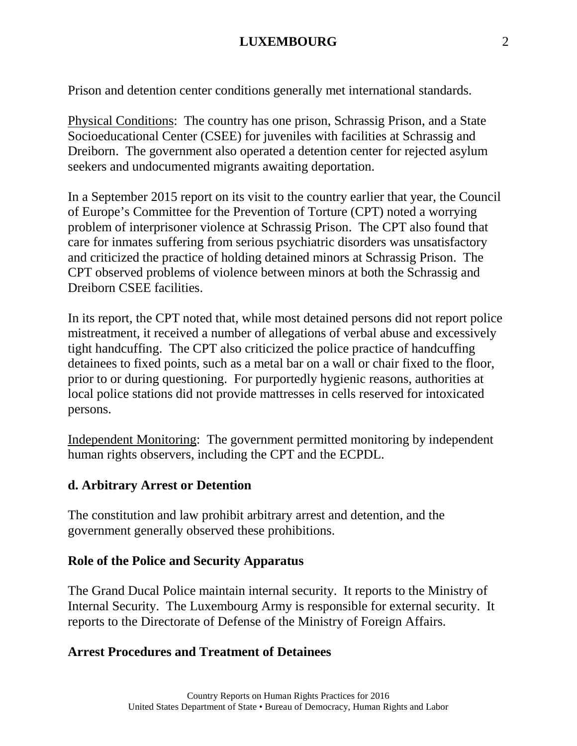Prison and detention center conditions generally met international standards.

Physical Conditions: The country has one prison, Schrassig Prison, and a State Socioeducational Center (CSEE) for juveniles with facilities at Schrassig and Dreiborn. The government also operated a detention center for rejected asylum seekers and undocumented migrants awaiting deportation.

In a September 2015 report on its visit to the country earlier that year, the Council of Europe's Committee for the Prevention of Torture (CPT) noted a worrying problem of interprisoner violence at Schrassig Prison. The CPT also found that care for inmates suffering from serious psychiatric disorders was unsatisfactory and criticized the practice of holding detained minors at Schrassig Prison. The CPT observed problems of violence between minors at both the Schrassig and Dreiborn CSEE facilities.

In its report, the CPT noted that, while most detained persons did not report police mistreatment, it received a number of allegations of verbal abuse and excessively tight handcuffing. The CPT also criticized the police practice of handcuffing detainees to fixed points, such as a metal bar on a wall or chair fixed to the floor, prior to or during questioning. For purportedly hygienic reasons, authorities at local police stations did not provide mattresses in cells reserved for intoxicated persons.

Independent Monitoring: The government permitted monitoring by independent human rights observers, including the CPT and the ECPDL.

### d. Arbitrary Arrest or Detention

The constitution and law prohibit arbitrary arrest and detention, and the government generally observed these prohibitions.

### Role of the Police and Security Apparatus

The Grand Ducal Police maintain internal security. It reports to the Ministry of Internal Security. The Luxembourg Army is responsible for external security. It reports to the Directorate of Defense of the Ministry of Foreign Affairs.

### Arrest Procedures and Treatment of Detainees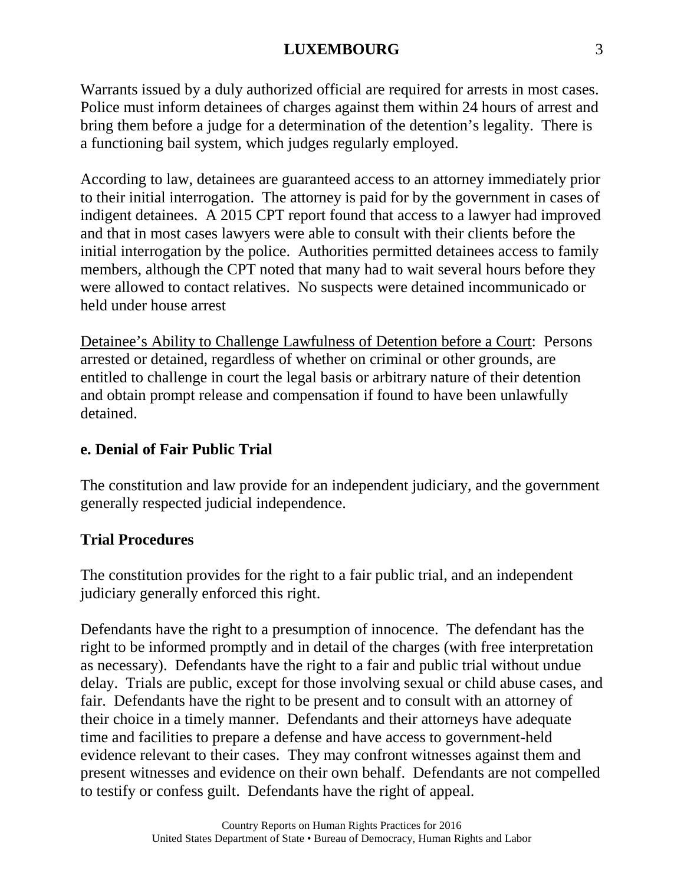Warrants issued by a duly authorized official are required for arrests in most cases. Police must inform detainees of charges against them within 24 hours of arrest and bring them before a judge for a determination of the detention's legality. There is a functioning bail system, which judges regularly employed.

According to law, detainees are guaranteed access to an attorney immediately prior to their initial interrogation. The attorney is paid for by the government in cases of indigent detainees. A 2015 CPT report found that access to a lawyer had improved and that in most cases lawyers were able to consult with their clients before the initial interrogation by the police. Authorities permitted detainees access to family members, although the CPT noted that many had to wait several hours before they were allowed to contact relatives. No suspects were detained incommunicado or held under house arrest

Detainee's Ability to Challenge Lawfulness of Detention before a Court: Persons arrested or detained, regardless of whether on criminal or other grounds, are entitled to challenge in court the legal basis or arbitrary nature of their detention and obtain prompt release and compensation if found to have been unlawfully detained.

**e. Denial of Fair Public Trial**

The constitution and law provide for an independent judiciary, and the government generally respected judicial independence.

**Trial Procedures**

The constitution provides for the right to a fair public trial, and an independent judiciary generally enforced this right.

Defendants have the right to a presumption of innocence. The defendant has the right to be informed promptly and in detail of the charges (with free interpretation as necessary). Defendants have the right to a fair and public trial without undue delay. Trials are public, except for those involving sexual or child abuse cases, and fair. Defendants have the right to be present and to consult with an attorney of their choice in a timely manner. Defendants and their attorneys have adequate time and facilities to prepare a defense and have access to government-held evidence relevant to their cases. They may confront witnesses against them and present witnesses and evidence on their own behalf. Defendants are not compelled to testify or confess guilt. Defendants have the right of appeal.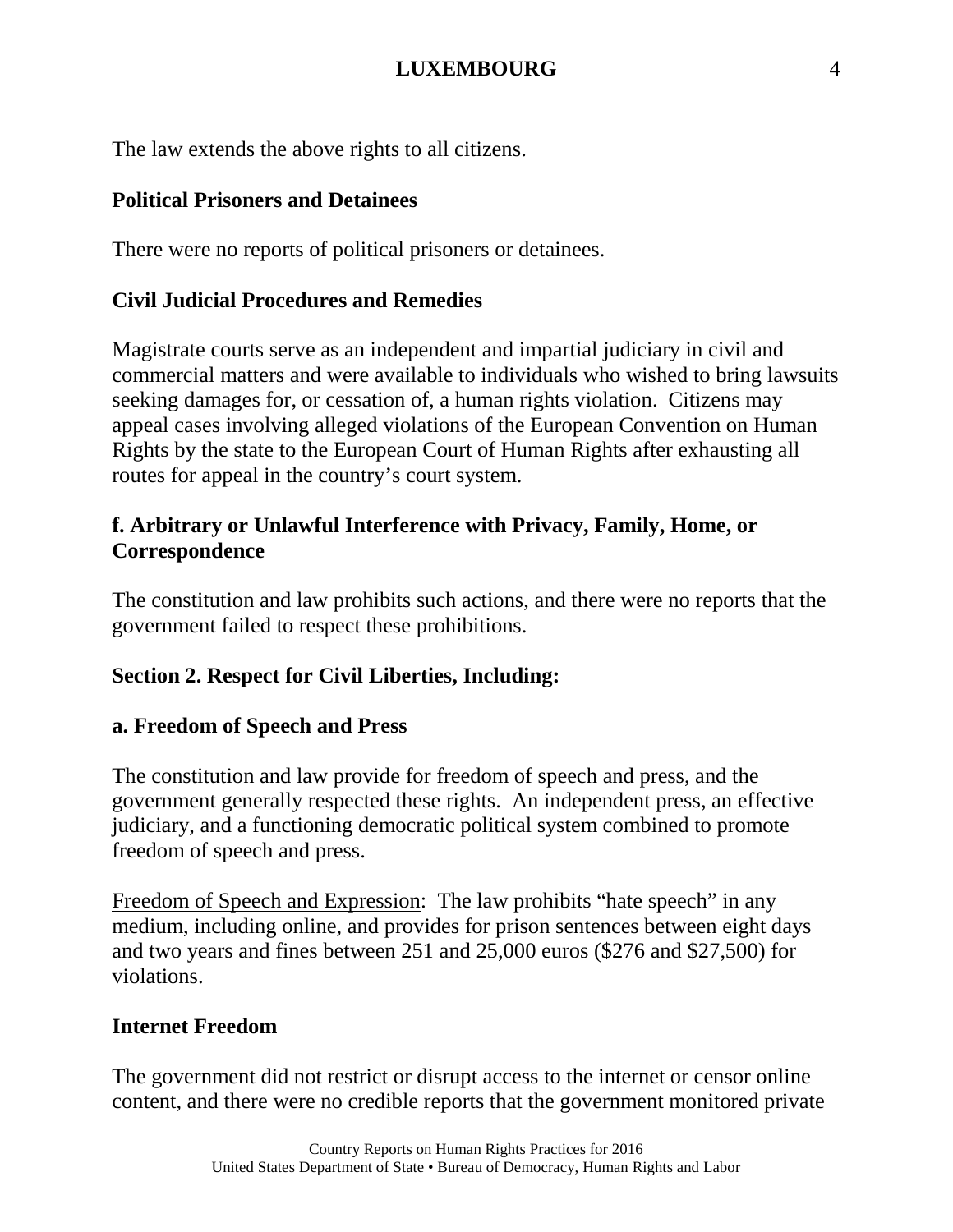The law extends the above rights to all citizens.

**Political Prisoners and Detainees**

There were no reports of political prisoners or detainees.

**Civil Judicial Procedures and Remedies**

Magistrate courts serve as an independent and impartial judiciary in civil and commercial matters and were available to individuals who wished to bring lawsuits seeking damages for, or cessation of, a human rights violation. Citizens may appeal cases involving alleged violations of the European Convention on Human Rights by the state to the European Court of Human Rights after exhausting all routes for appeal in the country's court system.

**f. Arbitrary or Unlawful Interference with Privacy, Family, Home, or Correspondence**

The constitution and law prohibits such actions, and there were no reports that the government failed to respect these prohibitions.

## Section 2. Respect for Civil Liberties, Including:

**a. Freedom of Speech and Press**

The constitution and law provide for freedom of speech and press, and the government generally respected these rights. An independent press, an effective judiciary, and a functioning democratic political system combined to promote freedom of speech and press.

Freedom of Speech and Expression: The law prohibits "hate speech" in any medium, including online, and provides for prison sentences between eight days and two years and fines between 251 and 25,000 euros ($276 and $27,500) for violations.

**Internet Freedom**

The government did not restrict or disrupt access to the internet or censor online content, and there were no credible reports that the government monitored private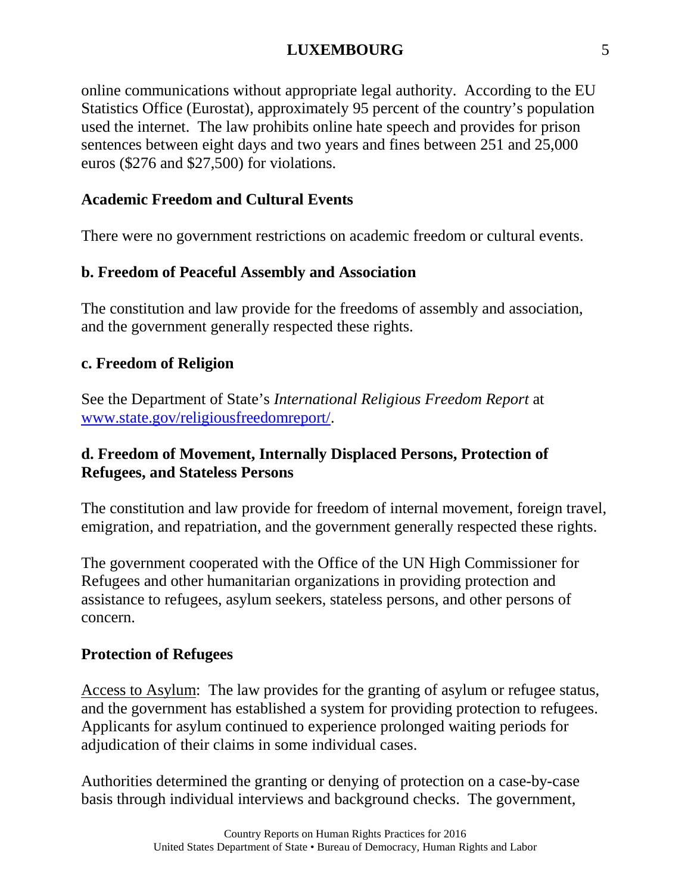online communications without appropriate legal authority. According to the EU Statistics Office (Eurostat), approximately 95 percent of the country's population used the internet. The law prohibits online hate speech and provides for prison sentences between eight days and two years and fines between 251 and 25,000 euros ($276 and $27,500) for violations.

### Academic Freedom and Cultural Events

There were no government restrictions on academic freedom or cultural events.

### b. Freedom of Peaceful Assembly and Association

The constitution and law provide for the freedoms of assembly and association, and the government generally respected these rights.

### c. Freedom of Religion

See the Department of State's *International Religious Freedom Report* at [www.state.gov/religiousfreedomreport/](www.state.gov/religiousfreedomreport/).

### d. Freedom of Movement, Internally Displaced Persons, Protection of Refugees, and Stateless Persons

The constitution and law provide for freedom of internal movement, foreign travel, emigration, and repatriation, and the government generally respected these rights.

The government cooperated with the Office of the UN High Commissioner for Refugees and other humanitarian organizations in providing protection and assistance to refugees, asylum seekers, stateless persons, and other persons of concern.

### Protection of Refugees

Access to Asylum: The law provides for the granting of asylum or refugee status, and the government has established a system for providing protection to refugees. Applicants for asylum continued to experience prolonged waiting periods for adjudication of their claims in some individual cases.

Authorities determined the granting or denying of protection on a case-by-case basis through individual interviews and background checks. The government,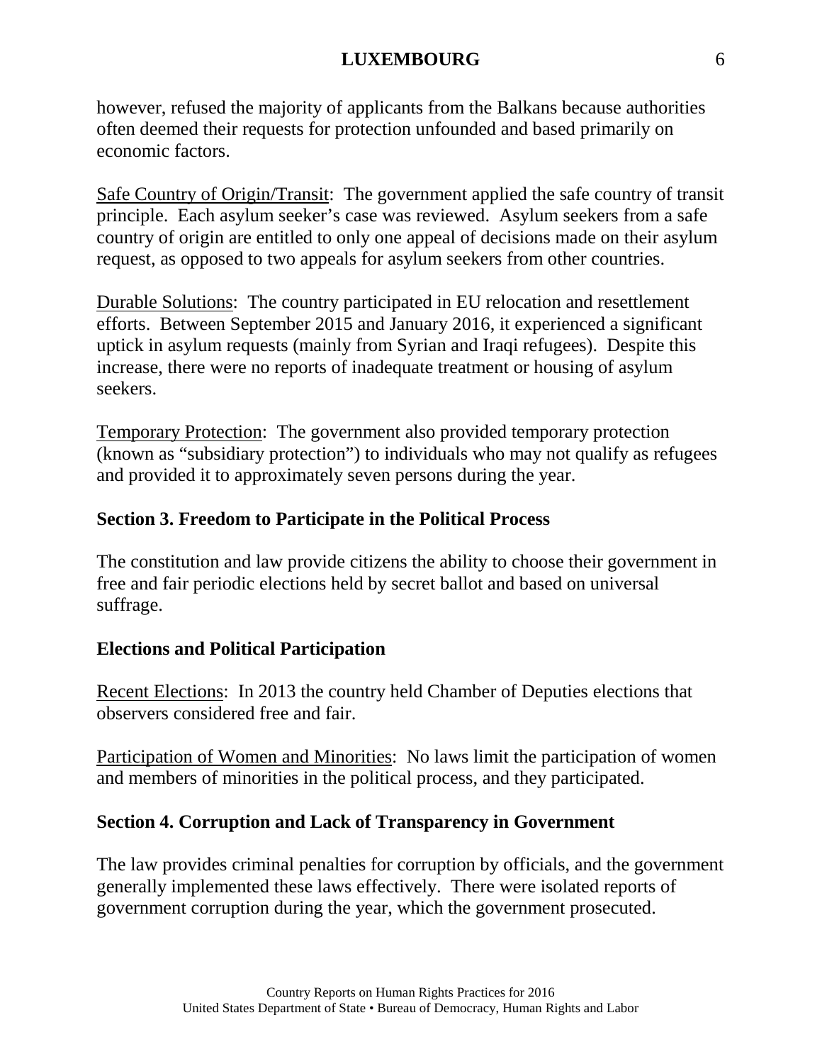however, refused the majority of applicants from the Balkans because authorities often deemed their requests for protection unfounded and based primarily on economic factors.

Safe Country of Origin/Transit: The government applied the safe country of transit principle. Each asylum seeker's case was reviewed. Asylum seekers from a safe country of origin are entitled to only one appeal of decisions made on their asylum request, as opposed to two appeals for asylum seekers from other countries.

Durable Solutions: The country participated in EU relocation and resettlement efforts. Between September 2015 and January 2016, it experienced a significant uptick in asylum requests (mainly from Syrian and Iraqi refugees). Despite this increase, there were no reports of inadequate treatment or housing of asylum seekers.

Temporary Protection: The government also provided temporary protection (known as "subsidiary protection") to individuals who may not qualify as refugees and provided it to approximately seven persons during the year.

## Section 3. Freedom to Participate in the Political Process

The constitution and law provide citizens the ability to choose their government in free and fair periodic elections held by secret ballot and based on universal suffrage.

### Elections and Political Participation

Recent Elections: In 2013 the country held Chamber of Deputies elections that observers considered free and fair.

Participation of Women and Minorities: No laws limit the participation of women and members of minorities in the political process, and they participated.

## Section 4. Corruption and Lack of Transparency in Government

The law provides criminal penalties for corruption by officials, and the government generally implemented these laws effectively. There were isolated reports of government corruption during the year, which the government prosecuted.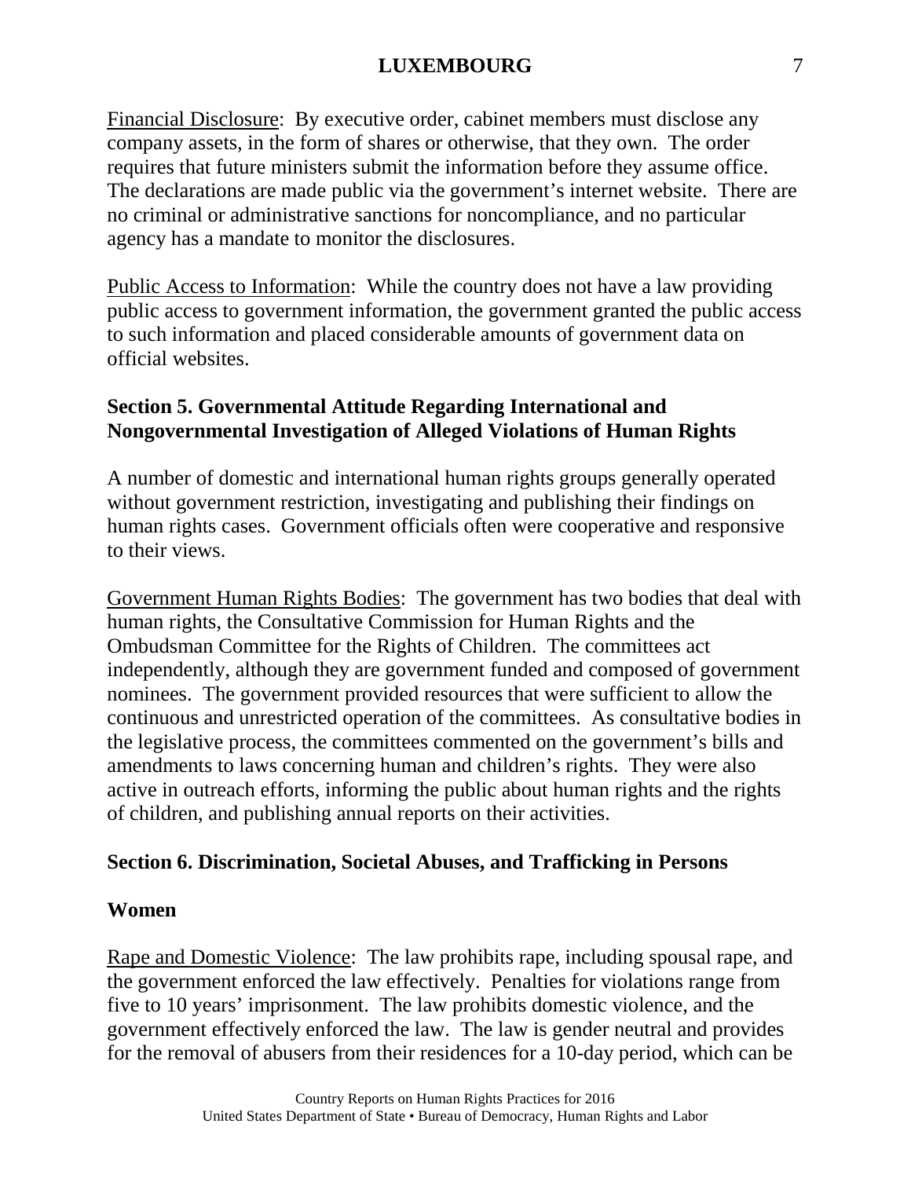Financial Disclosure: By executive order, cabinet members must disclose any company assets, in the form of shares or otherwise, that they own. The order requires that future ministers submit the information before they assume office. The declarations are made public via the government's internet website. There are no criminal or administrative sanctions for noncompliance, and no particular agency has a mandate to monitor the disclosures.

Public Access to Information: While the country does not have a law providing public access to government information, the government granted the public access to such information and placed considerable amounts of government data on official websites.

## Section 5. Governmental Attitude Regarding International and Nongovernmental Investigation of Alleged Violations of Human Rights

A number of domestic and international human rights groups generally operated without government restriction, investigating and publishing their findings on human rights cases. Government officials often were cooperative and responsive to their views.

Government Human Rights Bodies: The government has two bodies that deal with human rights, the Consultative Commission for Human Rights and the Ombudsman Committee for the Rights of Children. The committees act independently, although they are government funded and composed of government nominees. The government provided resources that were sufficient to allow the continuous and unrestricted operation of the committees. As consultative bodies in the legislative process, the committees commented on the government's bills and amendments to laws concerning human and children's rights. They were also active in outreach efforts, informing the public about human rights and the rights of children, and publishing annual reports on their activities.

## Section 6. Discrimination, Societal Abuses, and Trafficking in Persons

### Women

Rape and Domestic Violence: The law prohibits rape, including spousal rape, and the government enforced the law effectively. Penalties for violations range from five to 10 years' imprisonment. The law prohibits domestic violence, and the government effectively enforced the law. The law is gender neutral and provides for the removal of abusers from their residences for a 10-day period, which can be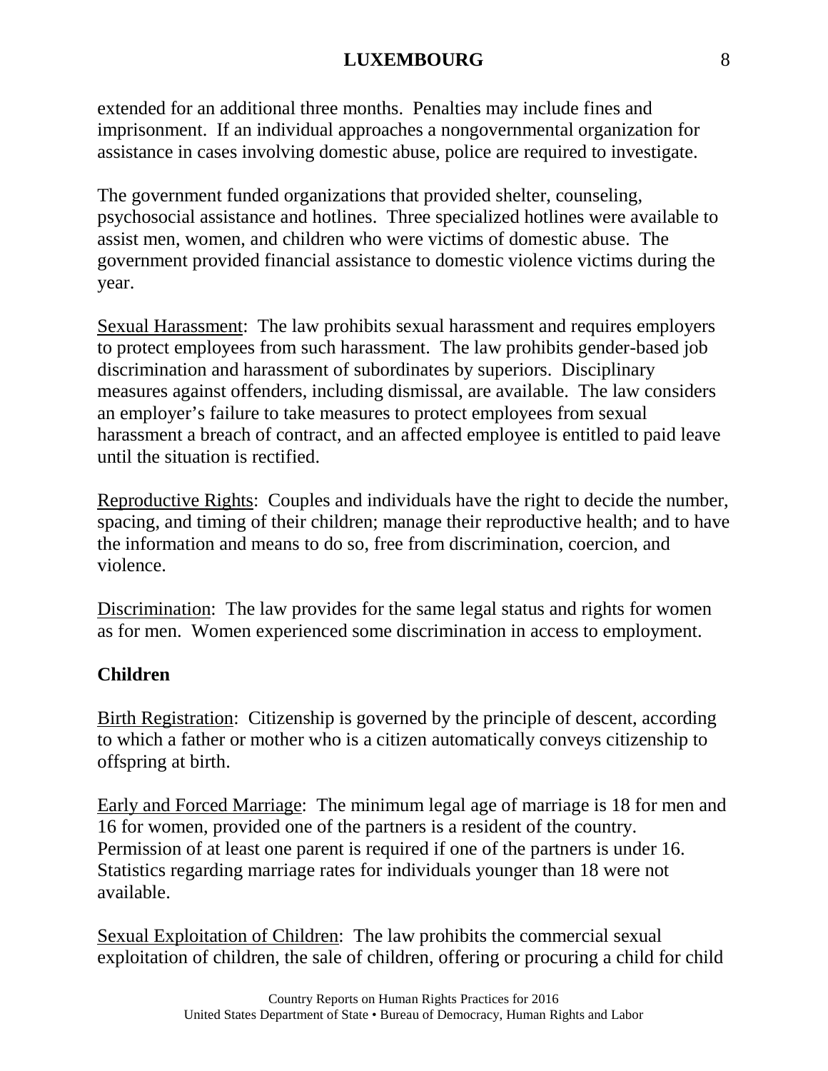extended for an additional three months. Penalties may include fines and imprisonment. If an individual approaches a nongovernmental organization for assistance in cases involving domestic abuse, police are required to investigate.

The government funded organizations that provided shelter, counseling, psychosocial assistance and hotlines. Three specialized hotlines were available to assist men, women, and children who were victims of domestic abuse. The government provided financial assistance to domestic violence victims during the year.

Sexual Harassment: The law prohibits sexual harassment and requires employers to protect employees from such harassment. The law prohibits gender-based job discrimination and harassment of subordinates by superiors. Disciplinary measures against offenders, including dismissal, are available. The law considers an employer's failure to take measures to protect employees from sexual harassment a breach of contract, and an affected employee is entitled to paid leave until the situation is rectified.

Reproductive Rights: Couples and individuals have the right to decide the number, spacing, and timing of their children; manage their reproductive health; and to have the information and means to do so, free from discrimination, coercion, and violence.

Discrimination: The law provides for the same legal status and rights for women as for men. Women experienced some discrimination in access to employment.

**Children**

Birth Registration: Citizenship is governed by the principle of descent, according to which a father or mother who is a citizen automatically conveys citizenship to offspring at birth.

Early and Forced Marriage: The minimum legal age of marriage is 18 for men and 16 for women, provided one of the partners is a resident of the country. Permission of at least one parent is required if one of the partners is under 16. Statistics regarding marriage rates for individuals younger than 18 were not available.

Sexual Exploitation of Children: The law prohibits the commercial sexual exploitation of children, the sale of children, offering or procuring a child for child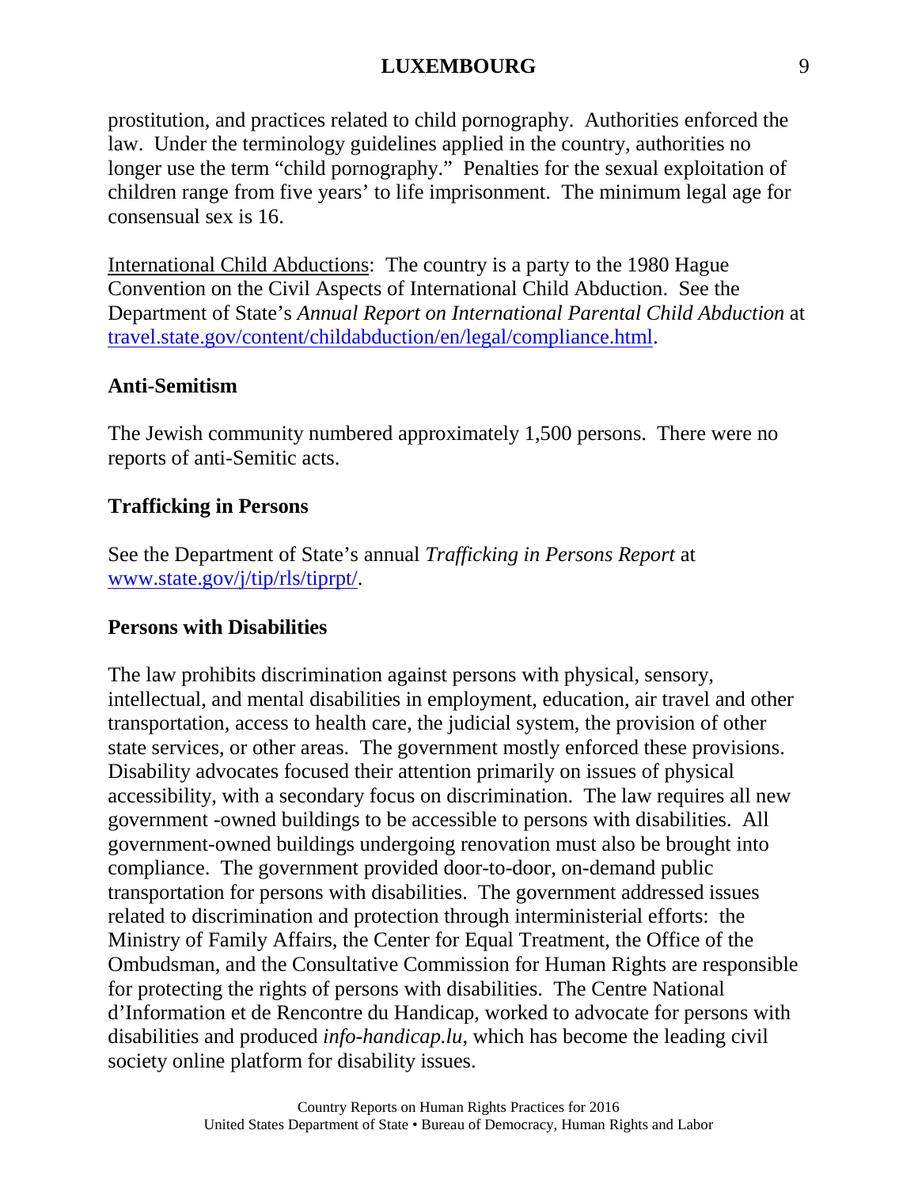prostitution, and practices related to child pornography. Authorities enforced the law. Under the terminology guidelines applied in the country, authorities no longer use the term "child pornography." Penalties for the sexual exploitation of children range from five years' to life imprisonment. The minimum legal age for consensual sex is 16.

International Child Abductions: The country is a party to the 1980 Hague Convention on the Civil Aspects of International Child Abduction. See the Department of State's *Annual Report on International Parental Child Abduction* at [travel.state.gov/content/childabduction/en/legal/compliance.html](travel.state.gov/content/childabduction/en/legal/compliance.html).

**Anti-Semitism**

The Jewish community numbered approximately 1,500 persons. There were no reports of anti-Semitic acts.

**Trafficking in Persons**

See the Department of State's annual *Trafficking in Persons Report* at [www.state.gov/j/tip/rls/tiprpt/](www.state.gov/j/tip/rls/tiprpt/).

**Persons with Disabilities**

The law prohibits discrimination against persons with physical, sensory, intellectual, and mental disabilities in employment, education, air travel and other transportation, access to health care, the judicial system, the provision of other state services, or other areas. The government mostly enforced these provisions. Disability advocates focused their attention primarily on issues of physical accessibility, with a secondary focus on discrimination. The law requires all new government -owned buildings to be accessible to persons with disabilities. All government-owned buildings undergoing renovation must also be brought into compliance. The government provided door-to-door, on-demand public transportation for persons with disabilities. The government addressed issues related to discrimination and protection through interministerial efforts: the Ministry of Family Affairs, the Center for Equal Treatment, the Office of the Ombudsman, and the Consultative Commission for Human Rights are responsible for protecting the rights of persons with disabilities. The Centre National d'Information et de Rencontre du Handicap, worked to advocate for persons with disabilities and produced *info-handicap.lu*, which has become the leading civil society online platform for disability issues.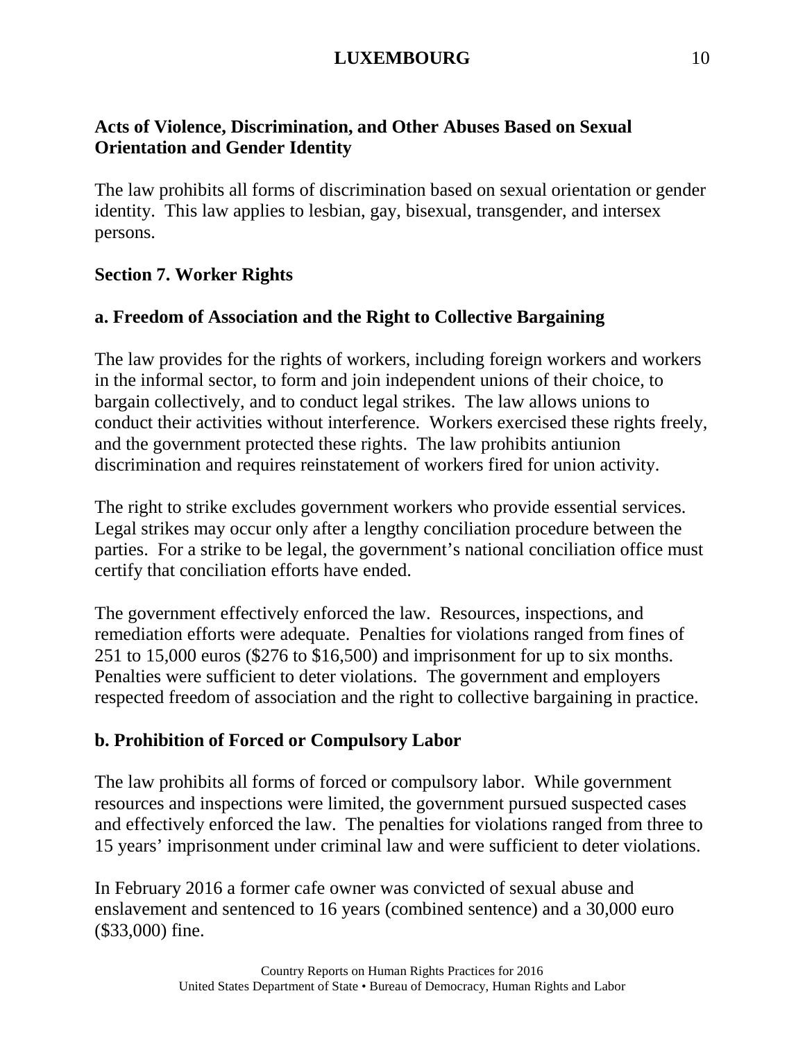### Acts of Violence, Discrimination, and Other Abuses Based on Sexual Orientation and Gender Identity

The law prohibits all forms of discrimination based on sexual orientation or gender identity. This law applies to lesbian, gay, bisexual, transgender, and intersex persons.

## Section 7. Worker Rights

### a. Freedom of Association and the Right to Collective Bargaining

The law provides for the rights of workers, including foreign workers and workers in the informal sector, to form and join independent unions of their choice, to bargain collectively, and to conduct legal strikes. The law allows unions to conduct their activities without interference. Workers exercised these rights freely, and the government protected these rights. The law prohibits antiunion discrimination and requires reinstatement of workers fired for union activity.

The right to strike excludes government workers who provide essential services. Legal strikes may occur only after a lengthy conciliation procedure between the parties. For a strike to be legal, the government's national conciliation office must certify that conciliation efforts have ended.

The government effectively enforced the law. Resources, inspections, and remediation efforts were adequate. Penalties for violations ranged from fines of 251 to 15,000 euros ($276 to $16,500) and imprisonment for up to six months. Penalties were sufficient to deter violations. The government and employers respected freedom of association and the right to collective bargaining in practice.

### b. Prohibition of Forced or Compulsory Labor

The law prohibits all forms of forced or compulsory labor. While government resources and inspections were limited, the government pursued suspected cases and effectively enforced the law. The penalties for violations ranged from three to 15 years' imprisonment under criminal law and were sufficient to deter violations.

In February 2016 a former cafe owner was convicted of sexual abuse and enslavement and sentenced to 16 years (combined sentence) and a 30,000 euro ($33,000) fine.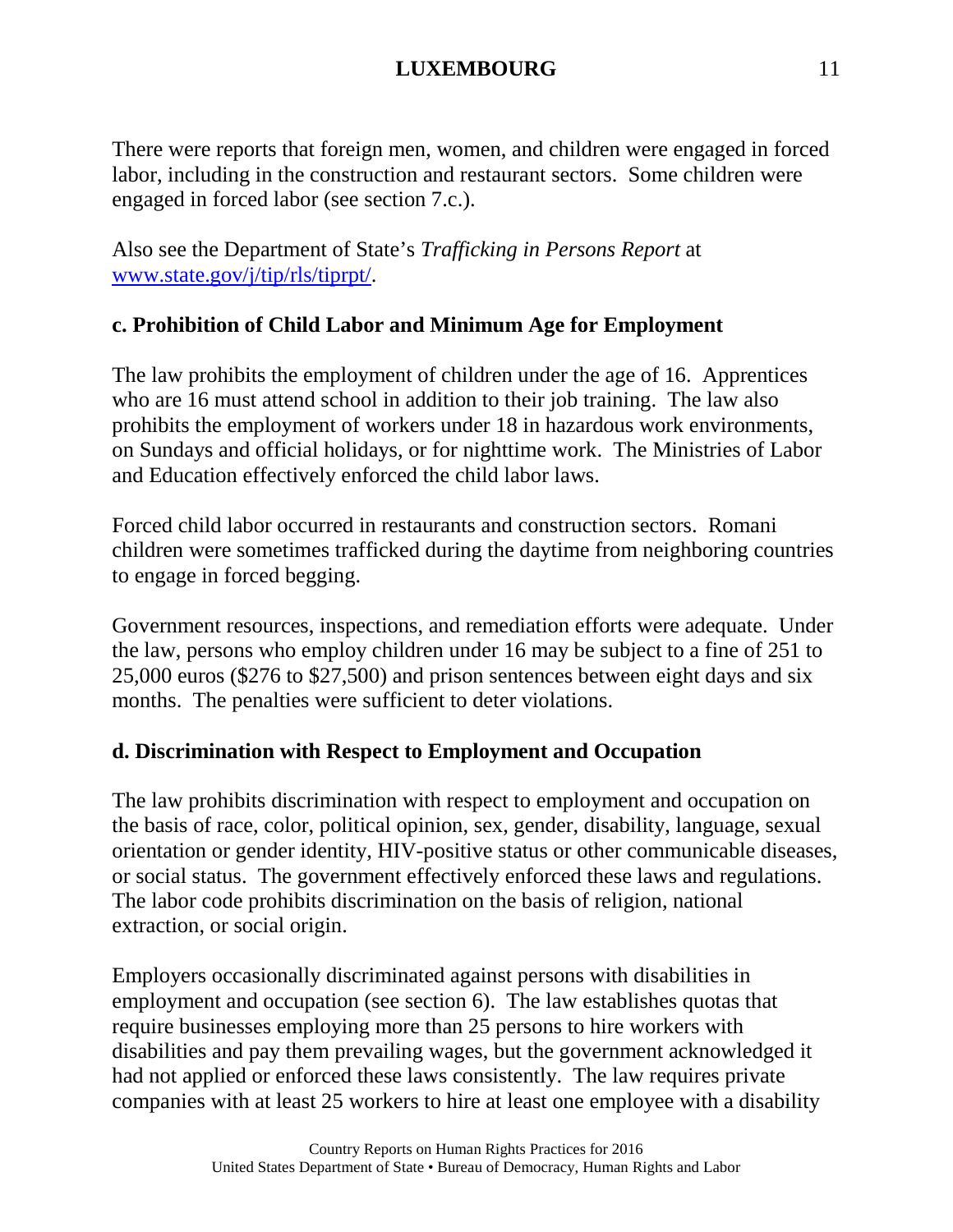There were reports that foreign men, women, and children were engaged in forced labor, including in the construction and restaurant sectors. Some children were engaged in forced labor (see section 7.c.).

Also see the Department of State's *Trafficking in Persons Report* at [www.state.gov/j/tip/rls/tiprpt/](http://www.state.gov/j/tip/rls/tiprpt/).

## c. Prohibition of Child Labor and Minimum Age for Employment

The law prohibits the employment of children under the age of 16. Apprentices who are 16 must attend school in addition to their job training. The law also prohibits the employment of workers under 18 in hazardous work environments, on Sundays and official holidays, or for nighttime work. The Ministries of Labor and Education effectively enforced the child labor laws.

Forced child labor occurred in restaurants and construction sectors. Romani children were sometimes trafficked during the daytime from neighboring countries to engage in forced begging.

Government resources, inspections, and remediation efforts were adequate. Under the law, persons who employ children under 16 may be subject to a fine of 251 to 25,000 euros ($276 to $27,500) and prison sentences between eight days and six months. The penalties were sufficient to deter violations.

## d. Discrimination with Respect to Employment and Occupation

The law prohibits discrimination with respect to employment and occupation on the basis of race, color, political opinion, sex, gender, disability, language, sexual orientation or gender identity, HIV-positive status or other communicable diseases, or social status. The government effectively enforced these laws and regulations. The labor code prohibits discrimination on the basis of religion, national extraction, or social origin.

Employers occasionally discriminated against persons with disabilities in employment and occupation (see section 6). The law establishes quotas that require businesses employing more than 25 persons to hire workers with disabilities and pay them prevailing wages, but the government acknowledged it had not applied or enforced these laws consistently. The law requires private companies with at least 25 workers to hire at least one employee with a disability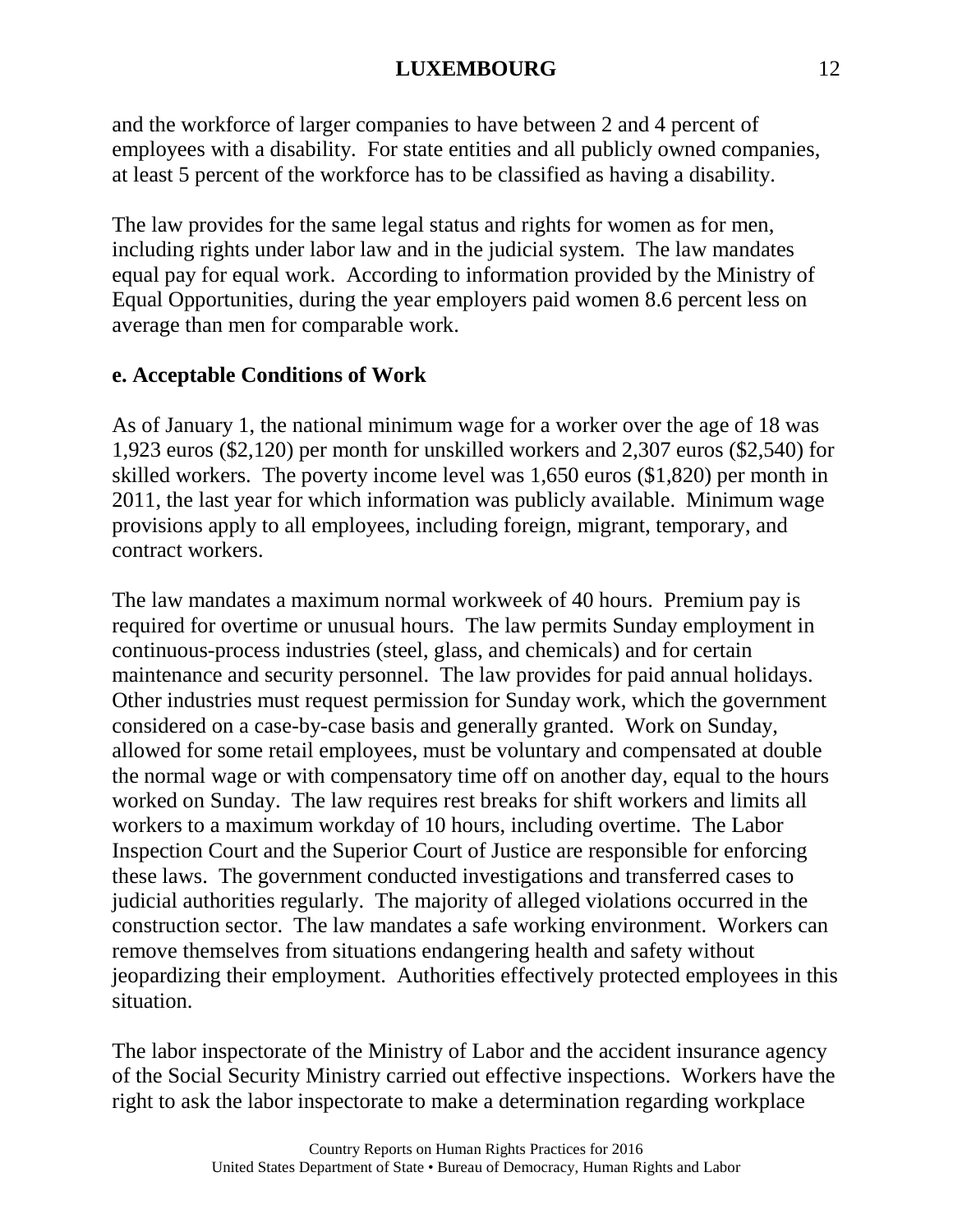and the workforce of larger companies to have between 2 and 4 percent of employees with a disability. For state entities and all publicly owned companies, at least 5 percent of the workforce has to be classified as having a disability.

The law provides for the same legal status and rights for women as for men, including rights under labor law and in the judicial system. The law mandates equal pay for equal work. According to information provided by the Ministry of Equal Opportunities, during the year employers paid women 8.6 percent less on average than men for comparable work.

**e. Acceptable Conditions of Work**

As of January 1, the national minimum wage for a worker over the age of 18 was 1,923 euros ($2,120) per month for unskilled workers and 2,307 euros ($2,540) for skilled workers. The poverty income level was 1,650 euros ($1,820) per month in 2011, the last year for which information was publicly available. Minimum wage provisions apply to all employees, including foreign, migrant, temporary, and contract workers.

The law mandates a maximum normal workweek of 40 hours. Premium pay is required for overtime or unusual hours. The law permits Sunday employment in continuous-process industries (steel, glass, and chemicals) and for certain maintenance and security personnel. The law provides for paid annual holidays. Other industries must request permission for Sunday work, which the government considered on a case-by-case basis and generally granted. Work on Sunday, allowed for some retail employees, must be voluntary and compensated at double the normal wage or with compensatory time off on another day, equal to the hours worked on Sunday. The law requires rest breaks for shift workers and limits all workers to a maximum workday of 10 hours, including overtime. The Labor Inspection Court and the Superior Court of Justice are responsible for enforcing these laws. The government conducted investigations and transferred cases to judicial authorities regularly. The majority of alleged violations occurred in the construction sector. The law mandates a safe working environment. Workers can remove themselves from situations endangering health and safety without jeopardizing their employment. Authorities effectively protected employees in this situation.

The labor inspectorate of the Ministry of Labor and the accident insurance agency of the Social Security Ministry carried out effective inspections. Workers have the right to ask the labor inspectorate to make a determination regarding workplace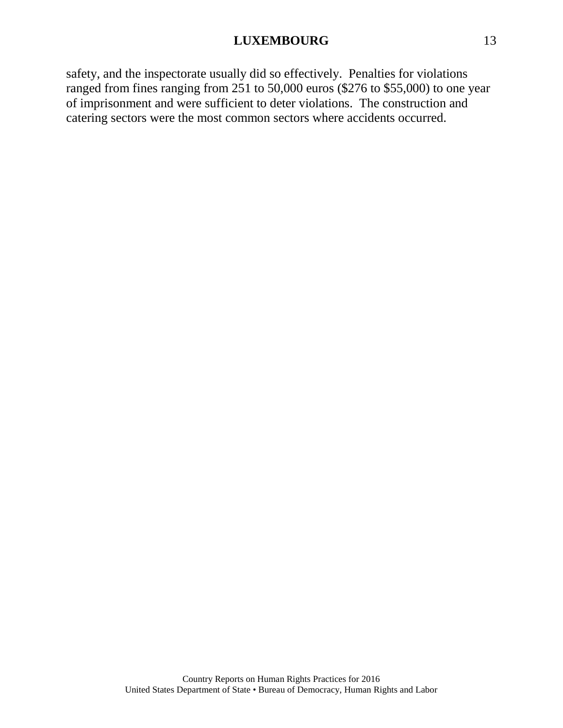safety, and the inspectorate usually did so effectively. Penalties for violations ranged from fines ranging from 251 to 50,000 euros ($276 to $55,000) to one year of imprisonment and were sufficient to deter violations. The construction and catering sectors were the most common sectors where accidents occurred.